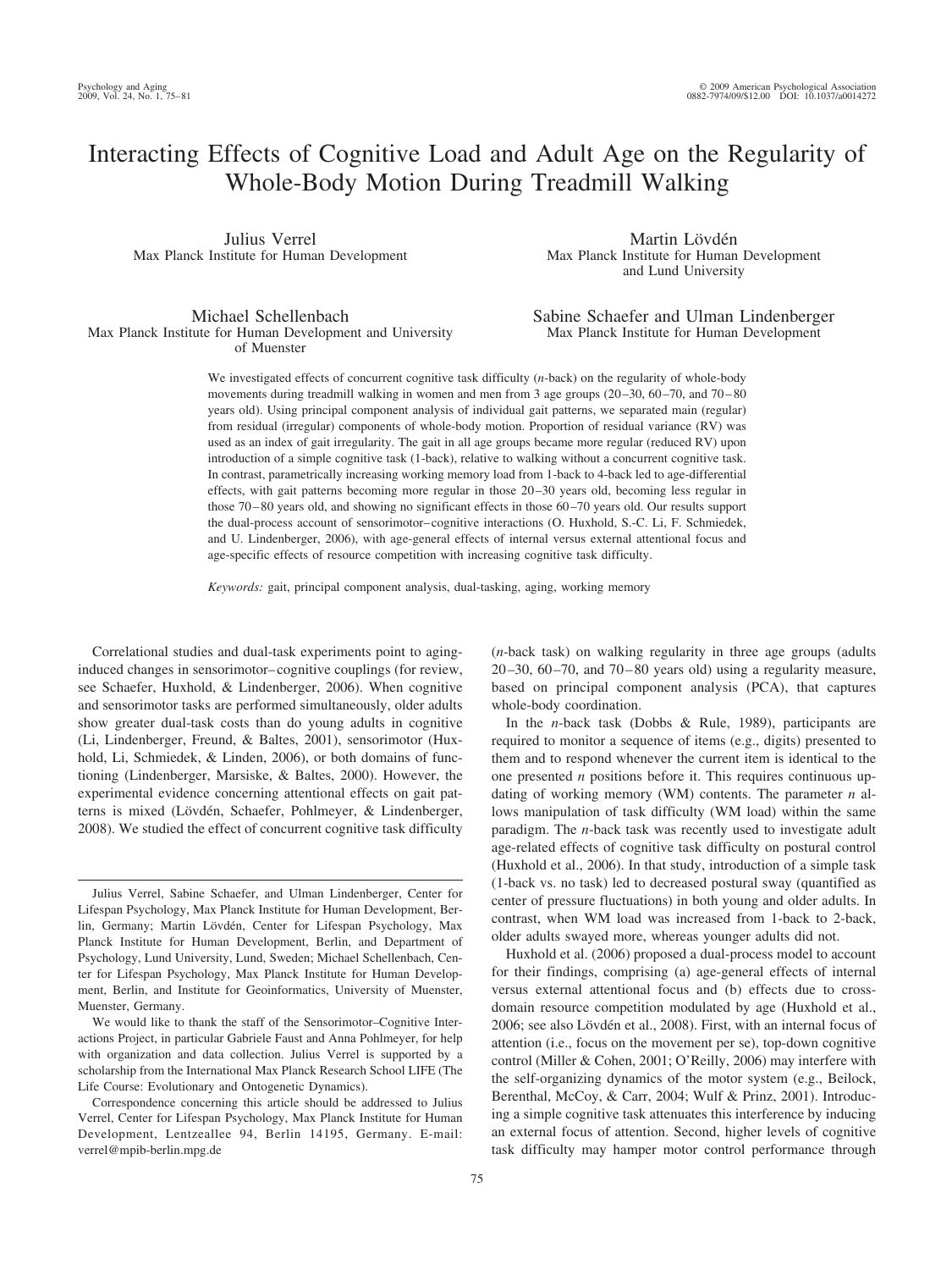# Interacting Effects of Cognitive Load and Adult Age on the Regularity of Whole-Body Motion During Treadmill Walking

Julius Verrel
Max Planck Institute for Human Development

Martin Lövdén
Max Planck Institute for Human Development and Lund University

Michael Schellenbach
Max Planck Institute for Human Development and University of Muenster

Sabine Schaefer and Ulman Lindenberger
Max Planck Institute for Human Development

We investigated effects of concurrent cognitive task difficulty (*n*-back) on the regularity of whole-body movements during treadmill walking in women and men from 3 age groups (20–30, 60–70, and 70–80 years old). Using principal component analysis of individual gait patterns, we separated main (regular) from residual (irregular) components of whole-body motion. Proportion of residual variance (RV) was used as an index of gait irregularity. The gait in all age groups became more regular (reduced RV) upon introduction of a simple cognitive task (1-back), relative to walking without a concurrent cognitive task. In contrast, parametrically increasing working memory load from 1-back to 4-back led to age-differential effects, with gait patterns becoming more regular in those 20–30 years old, becoming less regular in those 70–80 years old, and showing no significant effects in those 60–70 years old. Our results support the dual-process account of sensorimotor–cognitive interactions (O. Huxhold, S.-C. Li, F. Schmiedek, and U. Lindenberger, 2006), with age-general effects of internal versus external attentional focus and age-specific effects of resource competition with increasing cognitive task difficulty.

*Keywords:* gait, principal component analysis, dual-tasking, aging, working memory

Correlational studies and dual-task experiments point to aging-induced changes in sensorimotor–cognitive couplings (for review, see Schaefer, Huxhold, & Lindenberger, 2006). When cognitive and sensorimotor tasks are performed simultaneously, older adults show greater dual-task costs than do young adults in cognitive (Li, Lindenberger, Freund, & Baltes, 2001), sensorimotor (Huxhold, Li, Schmiedek, & Linden, 2006), or both domains of functioning (Lindenberger, Marsiske, & Baltes, 2000). However, the experimental evidence concerning attentional effects on gait patterns is mixed (Lövdén, Schaefer, Pohlmeyer, & Lindenberger, 2008). We studied the effect of concurrent cognitive task difficulty (*n*-back task) on walking regularity in three age groups (adults 20–30, 60–70, and 70–80 years old) using a regularity measure, based on principal component analysis (PCA), that captures whole-body coordination.

In the *n*-back task (Dobbs & Rule, 1989), participants are required to monitor a sequence of items (e.g., digits) presented to them and to respond whenever the current item is identical to the one presented *n* positions before it. This requires continuous updating of working memory (WM) contents. The parameter *n* allows manipulation of task difficulty (WM load) within the same paradigm. The *n*-back task was recently used to investigate adult age-related effects of cognitive task difficulty on postural control (Huxhold et al., 2006). In that study, introduction of a simple task (1-back vs. no task) led to decreased postural sway (quantified as center of pressure fluctuations) in both young and older adults. In contrast, when WM load was increased from 1-back to 2-back, older adults swayed more, whereas younger adults did not.

Huxhold et al. (2006) proposed a dual-process model to account for their findings, comprising (a) age-general effects of internal versus external attentional focus and (b) effects due to cross-domain resource competition modulated by age (Huxhold et al., 2006; see also Lövdén et al., 2008). First, with an internal focus of attention (i.e., focus on the movement per se), top-down cognitive control (Miller & Cohen, 2001; O'Reilly, 2006) may interfere with the self-organizing dynamics of the motor system (e.g., Beilock, Berenthal, McCoy, & Carr, 2004; Wulf & Prinz, 2001). Introducing a simple cognitive task attenuates this interference by inducing an external focus of attention. Second, higher levels of cognitive task difficulty may hamper motor control performance through

---

Julius Verrel, Sabine Schaefer, and Ulman Lindenberger, Center for Lifespan Psychology, Max Planck Institute for Human Development, Berlin, Germany; Martin Lövdén, Center for Lifespan Psychology, Max Planck Institute for Human Development, Berlin, and Department of Psychology, Lund University, Lund, Sweden; Michael Schellenbach, Center for Lifespan Psychology, Max Planck Institute for Human Development, Berlin, and Institute for Geoinformatics, University of Muenster, Muenster, Germany.

We would like to thank the staff of the Sensorimotor–Cognitive Interactions Project, in particular Gabriele Faust and Anna Pohlmeyer, for help with organization and data collection. Julius Verrel is supported by a scholarship from the International Max Planck Research School LIFE (The Life Course: Evolutionary and Ontogenetic Dynamics).

Correspondence concerning this article should be addressed to Julius Verrel, Center for Lifespan Psychology, Max Planck Institute for Human Development, Lentzeallee 94, Berlin 14195, Germany. E-mail: verrel@mpib-berlin.mpg.de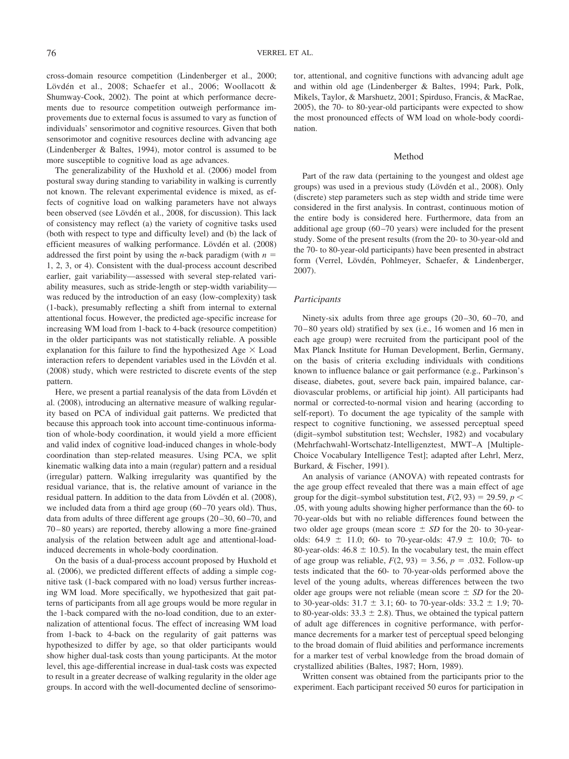cross-domain resource competition (Lindenberger et al., 2000; Lövdén et al., 2008; Schaefer et al., 2006; Woollacott & Shumway-Cook, 2002). The point at which performance decrements due to resource competition outweigh performance improvements due to external focus is assumed to vary as function of individuals' sensorimotor and cognitive resources. Given that both sensorimotor and cognitive resources decline with advancing age (Lindenberger & Baltes, 1994), motor control is assumed to be more susceptible to cognitive load as age advances.

The generalizability of the Huxhold et al. (2006) model from postural sway during standing to variability in walking is currently not known. The relevant experimental evidence is mixed, as effects of cognitive load on walking parameters have not always been observed (see Lövdén et al., 2008, for discussion). This lack of consistency may reflect (a) the variety of cognitive tasks used (both with respect to type and difficulty level) and (b) the lack of efficient measures of walking performance. Lövdén et al. (2008) addressed the first point by using the *n*-back paradigm (with $n =$ 1, 2, 3, or 4). Consistent with the dual-process account described earlier, gait variability—assessed with several step-related variability measures, such as stride-length or step-width variability—was reduced by the introduction of an easy (low-complexity) task (1-back), presumably reflecting a shift from internal to external attentional focus. However, the predicted age-specific increase for increasing WM load from 1-back to 4-back (resource competition) in the older participants was not statistically reliable. A possible explanation for this failure to find the hypothesized Age × Load interaction refers to dependent variables used in the Lövdén et al. (2008) study, which were restricted to discrete events of the step pattern.

Here, we present a partial reanalysis of the data from Lövdén et al. (2008), introducing an alternative measure of walking regularity based on PCA of individual gait patterns. We predicted that because this approach took into account time-continuous information of whole-body coordination, it would yield a more efficient and valid index of cognitive load-induced changes in whole-body coordination than step-related measures. Using PCA, we split kinematic walking data into a main (regular) pattern and a residual (irregular) pattern. Walking irregularity was quantified by the residual variance, that is, the relative amount of variance in the residual pattern. In addition to the data from Lövdén et al. (2008), we included data from a third age group (60–70 years old). Thus, data from adults of three different age groups (20–30, 60–70, and 70–80 years) are reported, thereby allowing a more fine-grained analysis of the relation between adult age and attentional-load-induced decrements in whole-body coordination.

On the basis of a dual-process account proposed by Huxhold et al. (2006), we predicted different effects of adding a simple cognitive task (1-back compared with no load) versus further increasing WM load. More specifically, we hypothesized that gait patterns of participants from all age groups would be more regular in the 1-back compared with the no-load condition, due to an externalization of attentional focus. The effect of increasing WM load from 1-back to 4-back on the regularity of gait patterns was hypothesized to differ by age, so that older participants would show higher dual-task costs than young participants. At the motor level, this age-differential increase in dual-task costs was expected to result in a greater decrease of walking regularity in the older age groups. In accord with the well-documented decline of sensorimotor, attentional, and cognitive functions with advancing adult age and within old age (Lindenberger & Baltes, 1994; Park, Polk, Mikels, Taylor, & Marshuetz, 2001; Spirduso, Francis, & MacRae, 2005), the 70- to 80-year-old participants were expected to show the most pronounced effects of WM load on whole-body coordination.

## Method

Part of the raw data (pertaining to the youngest and oldest age groups) was used in a previous study (Lövdén et al., 2008). Only (discrete) step parameters such as step width and stride time were considered in the first analysis. In contrast, continuous motion of the entire body is considered here. Furthermore, data from an additional age group (60–70 years) were included for the present study. Some of the present results (from the 20- to 30-year-old and the 70- to 80-year-old participants) have been presented in abstract form (Verrel, Lövdén, Pohlmeyer, Schaefer, & Lindenberger, 2007).

### Participants

Ninety-six adults from three age groups (20–30, 60–70, and 70–80 years old) stratified by sex (i.e., 16 women and 16 men in each age group) were recruited from the participant pool of the Max Planck Institute for Human Development, Berlin, Germany, on the basis of criteria excluding individuals with conditions known to influence balance or gait performance (e.g., Parkinson's disease, diabetes, gout, severe back pain, impaired balance, cardiovascular problems, or artificial hip joint). All participants had normal or corrected-to-normal vision and hearing (according to self-report). To document the age typicality of the sample with respect to cognitive functioning, we assessed perceptual speed (digit–symbol substitution test; Wechsler, 1982) and vocabulary (Mehrfachwahl-Wortschatz-Intelligenztest, MWT–A [Multiple-Choice Vocabulary Intelligence Test]; adapted after Lehrl, Merz, Burkard, & Fischer, 1991).

An analysis of variance (ANOVA) with repeated contrasts for the age group effect revealed that there was a main effect of age group for the digit–symbol substitution test, $F(2, 93) = 29.59$, $p <$ .05, with young adults showing higher performance than the 60- to 70-year-olds but with no reliable differences found between the two older age groups (mean score ± *SD* for the 20- to 30-year-olds: 64.9 ± 11.0; 60- to 70-year-olds: 47.9 ± 10.0; 70- to 80-year-olds: 46.8 ± 10.5). In the vocabulary test, the main effect of age group was reliable, $F(2, 93) = 3.56$, $p = .032$. Follow-up tests indicated that the 60- to 70-year-olds performed above the level of the young adults, whereas differences between the two older age groups were not reliable (mean score ± *SD* for the 20- to 30-year-olds: 31.7 ± 3.1; 60- to 70-year-olds: 33.2 ± 1.9; 70- to 80-year-olds: 33.3 ± 2.8). Thus, we obtained the typical pattern of adult age differences in cognitive performance, with performance decrements for a marker test of perceptual speed belonging to the broad domain of fluid abilities and performance increments for a marker test of verbal knowledge from the broad domain of crystallized abilities (Baltes, 1987; Horn, 1989).

Written consent was obtained from the participants prior to the experiment. Each participant received 50 euros for participation in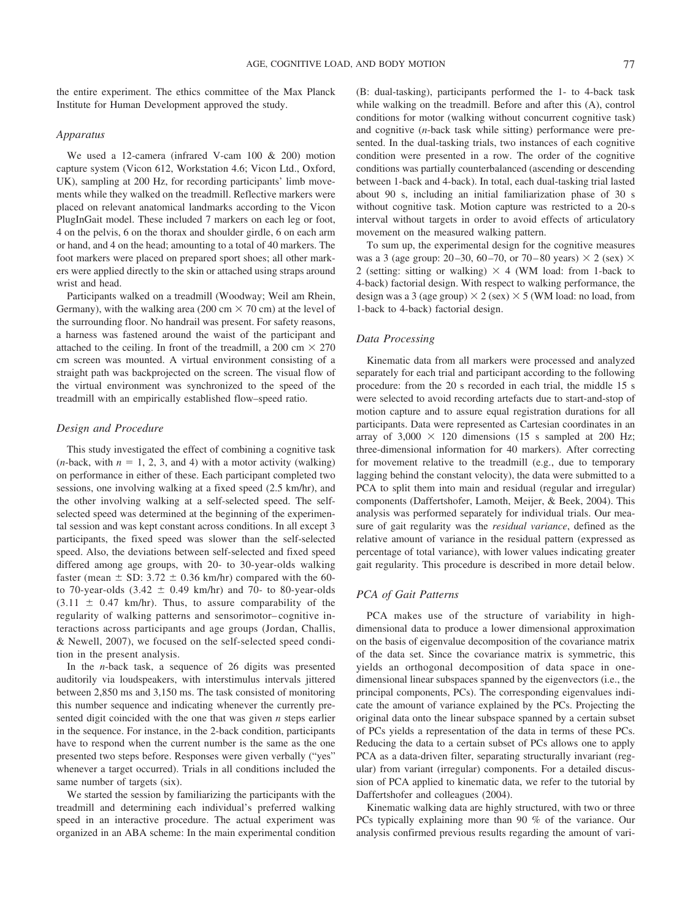the entire experiment. The ethics committee of the Max Planck Institute for Human Development approved the study.

### Apparatus

We used a 12-camera (infrared V-cam 100 & 200) motion capture system (Vicon 612, Workstation 4.6; Vicon Ltd., Oxford, UK), sampling at 200 Hz, for recording participants' limb movements while they walked on the treadmill. Reflective markers were placed on relevant anatomical landmarks according to the Vicon PlugInGait model. These included 7 markers on each leg or foot, 4 on the pelvis, 6 on the thorax and shoulder girdle, 6 on each arm or hand, and 4 on the head; amounting to a total of 40 markers. The foot markers were placed on prepared sport shoes; all other markers were applied directly to the skin or attached using straps around wrist and head.

Participants walked on a treadmill (Woodway; Weil am Rhein, Germany), with the walking area (200 cm × 70 cm) at the level of the surrounding floor. No handrail was present. For safety reasons, a harness was fastened around the waist of the participant and attached to the ceiling. In front of the treadmill, a 200 cm × 270 cm screen was mounted. A virtual environment consisting of a straight path was backprojected on the screen. The visual flow of the virtual environment was synchronized to the speed of the treadmill with an empirically established flow–speed ratio.

### Design and Procedure

This study investigated the effect of combining a cognitive task (*n*-back, with $n = 1, 2, 3$, and 4) with a motor activity (walking) on performance in either of these. Each participant completed two sessions, one involving walking at a fixed speed (2.5 km/hr), and the other involving walking at a self-selected speed. The self-selected speed was determined at the beginning of the experimental session and was kept constant across conditions. In all except 3 participants, the fixed speed was slower than the self-selected speed. Also, the deviations between self-selected and fixed speed differed among age groups, with 20- to 30-year-olds walking faster (mean ± SD: 3.72 ± 0.36 km/hr) compared with the 60- to 70-year-olds (3.42 ± 0.49 km/hr) and 70- to 80-year-olds (3.11 ± 0.47 km/hr). Thus, to assure comparability of the regularity of walking patterns and sensorimotor–cognitive interactions across participants and age groups (Jordan, Challis, & Newell, 2007), we focused on the self-selected speed condition in the present analysis.

In the *n*-back task, a sequence of 26 digits was presented auditorily via loudspeakers, with interstimulus intervals jittered between 2,850 ms and 3,150 ms. The task consisted of monitoring this number sequence and indicating whenever the currently presented digit coincided with the one that was given *n* steps earlier in the sequence. For instance, in the 2-back condition, participants have to respond when the current number is the same as the one presented two steps before. Responses were given verbally ("yes" whenever a target occurred). Trials in all conditions included the same number of targets (six).

We started the session by familiarizing the participants with the treadmill and determining each individual's preferred walking speed in an interactive procedure. The actual experiment was organized in an ABA scheme: In the main experimental condition (B: dual-tasking), participants performed the 1- to 4-back task while walking on the treadmill. Before and after this (A), control conditions for motor (walking without concurrent cognitive task) and cognitive (*n*-back task while sitting) performance were presented. In the dual-tasking trials, two instances of each cognitive condition were presented in a row. The order of the cognitive conditions was partially counterbalanced (ascending or descending between 1-back and 4-back). In total, each dual-tasking trial lasted about 90 s, including an initial familiarization phase of 30 s without cognitive task. Motion capture was restricted to a 20-s interval without targets in order to avoid effects of articulatory movement on the measured walking pattern.

To sum up, the experimental design for the cognitive measures was a 3 (age group: 20–30, 60–70, or 70–80 years) × 2 (sex) × 2 (setting: sitting or walking) × 4 (WM load: from 1-back to 4-back) factorial design. With respect to walking performance, the design was a 3 (age group) × 2 (sex) × 5 (WM load: no load, from 1-back to 4-back) factorial design.

### Data Processing

Kinematic data from all markers were processed and analyzed separately for each trial and participant according to the following procedure: from the 20 s recorded in each trial, the middle 15 s were selected to avoid recording artefacts due to start-and-stop of motion capture and to assure equal registration durations for all participants. Data were represented as Cartesian coordinates in an array of 3,000 × 120 dimensions (15 s sampled at 200 Hz; three-dimensional information for 40 markers). After correcting for movement relative to the treadmill (e.g., due to temporary lagging behind the constant velocity), the data were submitted to a PCA to split them into main and residual (regular and irregular) components (Daffertshofer, Lamoth, Meijer, & Beek, 2004). This analysis was performed separately for individual trials. Our measure of gait regularity was the *residual variance*, defined as the relative amount of variance in the residual pattern (expressed as percentage of total variance), with lower values indicating greater gait regularity. This procedure is described in more detail below.

### PCA of Gait Patterns

PCA makes use of the structure of variability in high-dimensional data to produce a lower dimensional approximation on the basis of eigenvalue decomposition of the covariance matrix of the data set. Since the covariance matrix is symmetric, this yields an orthogonal decomposition of data space in one-dimensional linear subspaces spanned by the eigenvectors (i.e., the principal components, PCs). The corresponding eigenvalues indicate the amount of variance explained by the PCs. Projecting the original data onto the linear subspace spanned by a certain subset of PCs yields a representation of the data in terms of these PCs. Reducing the data to a certain subset of PCs allows one to apply PCA as a data-driven filter, separating structurally invariant (regular) from variant (irregular) components. For a detailed discussion of PCA applied to kinematic data, we refer to the tutorial by Daffertshofer and colleagues (2004).

Kinematic walking data are highly structured, with two or three PCs typically explaining more than 90 % of the variance. Our analysis confirmed previous results regarding the amount of vari-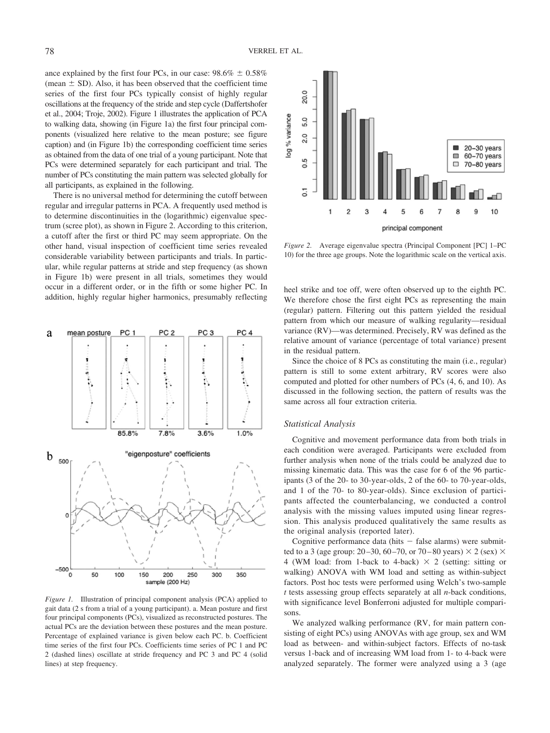ance explained by the first four PCs, in our case: 98.6% ± 0.58% (mean ± SD). Also, it has been observed that the coefficient time series of the first four PCs typically consist of highly regular oscillations at the frequency of the stride and step cycle (Daffertshofer et al., 2004; Troje, 2002). Figure 1 illustrates the application of PCA to walking data, showing (in Figure 1a) the first four principal components (visualized here relative to the mean posture; see figure caption) and (in Figure 1b) the corresponding coefficient time series as obtained from the data of one trial of a young participant. Note that PCs were determined separately for each participant and trial. The number of PCs constituting the main pattern was selected globally for all participants, as explained in the following.

There is no universal method for determining the cutoff between regular and irregular patterns in PCA. A frequently used method is to determine discontinuities in the (logarithmic) eigenvalue spectrum (scree plot), as shown in Figure 2. According to this criterion, a cutoff after the first or third PC may seem appropriate. On the other hand, visual inspection of coefficient time series revealed considerable variability between participants and trials. In particular, while regular patterns at stride and step frequency (as shown in Figure 1b) were present in all trials, sometimes they would occur in a different order, or in the fifth or some higher PC. In addition, highly regular higher harmonics, presumably reflecting heel strike and toe off, were often observed up to the eighth PC. We therefore chose the first eight PCs as representing the main (regular) pattern. Filtering out this pattern yielded the residual pattern from which our measure of walking regularity—residual variance (RV)—was determined. Precisely, RV was defined as the relative amount of variance (percentage of total variance) present in the residual pattern.

*Figure 1.* Illustration of principal component analysis (PCA) applied to gait data (2 s from a trial of a young participant). a. Mean posture and first four principal components (PCs), visualized as reconstructed postures. The actual PCs are the deviation between these postures and the mean posture. Percentage of explained variance is given below each PC. b. Coefficient time series of the first four PCs. Coefficients time series of PC 1 and PC 2 (dashed lines) oscillate at stride frequency and PC 3 and PC 4 (solid lines) at step frequency.

*Figure 2.* Average eigenvalue spectra (Principal Component [PC] 1–PC 10) for the three age groups. Note the logarithmic scale on the vertical axis.

Since the choice of 8 PCs as constituting the main (i.e., regular) pattern is still to some extent arbitrary, RV scores were also computed and plotted for other numbers of PCs (4, 6, and 10). As discussed in the following section, the pattern of results was the same across all four extraction criteria.

### Statistical Analysis

Cognitive and movement performance data from both trials in each condition were averaged. Participants were excluded from further analysis when none of the trials could be analyzed due to missing kinematic data. This was the case for 6 of the 96 participants (3 of the 20- to 30-year-olds, 2 of the 60- to 70-year-olds, and 1 of the 70- to 80-year-olds). Since exclusion of participants affected the counterbalancing, we conducted a control analysis with the missing values imputed using linear regression. This analysis produced qualitatively the same results as the original analysis (reported later).

Cognitive performance data (hits − false alarms) were submitted to a 3 (age group: 20–30, 60–70, or 70–80 years) × 2 (sex) × 4 (WM load: from 1-back to 4-back) × 2 (setting: sitting or walking) ANOVA with WM load and setting as within-subject factors. Post hoc tests were performed using Welch's two-sample *t* tests assessing group effects separately at all *n*-back conditions, with significance level Bonferroni adjusted for multiple comparisons.

We analyzed walking performance (RV, for main pattern consisting of eight PCs) using ANOVAs with age group, sex and WM load as between- and within-subject factors. Effects of no-task versus 1-back and of increasing WM load from 1- to 4-back were analyzed separately. The former were analyzed using a 3 (age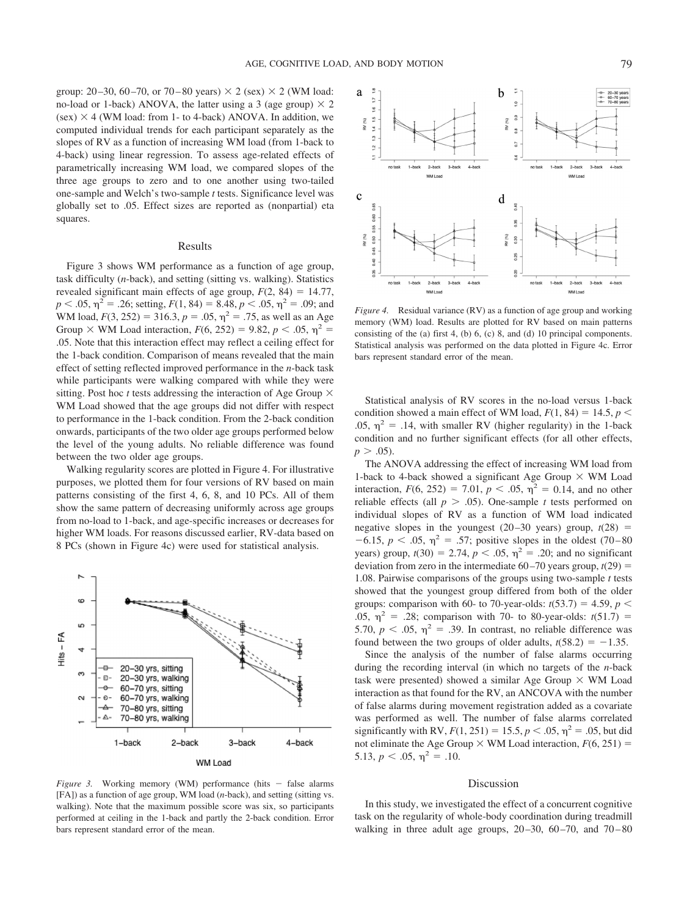group: 20–30, 60–70, or 70–80 years) × 2 (sex) × 2 (WM load: no-load or 1-back) ANOVA, the latter using a 3 (age group) × 2 (sex) × 4 (WM load: from 1- to 4-back) ANOVA. In addition, we computed individual trends for each participant separately as the slopes of RV as a function of increasing WM load (from 1-back to 4-back) using linear regression. To assess age-related effects of parametrically increasing WM load, we compared slopes of the three age groups to zero and to one another using two-tailed one-sample and Welch's two-sample *t* tests. Significance level was globally set to .05. Effect sizes are reported as (nonpartial) eta squares.

## Results

Figure 3 shows WM performance as a function of age group, task difficulty (*n*-back), and setting (sitting vs. walking). Statistics revealed significant main effects of age group, $F(2, 84) = 14.77$, $p < .05$, $\eta^2 = .26$; setting, $F(1, 84) = 8.48$, $p < .05$, $\eta^2 = .09$; and WM load, $F(3, 252) = 316.3$, $p = .05$, $\eta^2 = .75$, as well as an Age Group × WM Load interaction, $F(6, 252) = 9.82$, $p < .05$, $\eta^2 = .05$. Note that this interaction effect may reflect a ceiling effect for the 1-back condition. Comparison of means revealed that the main effect of setting reflected improved performance in the *n*-back task while participants were walking compared with while they were sitting. Post hoc *t* tests addressing the interaction of Age Group × WM Load showed that the age groups did not differ with respect to performance in the 1-back condition. From the 2-back condition onwards, participants of the two older age groups performed below the level of the young adults. No reliable difference was found between the two older age groups.

Walking regularity scores are plotted in Figure 4. For illustrative purposes, we plotted them for four versions of RV based on main patterns consisting of the first 4, 6, 8, and 10 PCs. All of them show the same pattern of decreasing uniformly across age groups from no-load to 1-back, and age-specific increases or decreases for higher WM loads. For reasons discussed earlier, RV-data based on 8 PCs (shown in Figure 4c) were used for statistical analysis.

*Figure 3.* Working memory (WM) performance (hits − false alarms [FA]) as a function of age group, WM load (*n*-back), and setting (sitting vs. walking). Note that the maximum possible score was six, so participants performed at ceiling in the 1-back and partly the 2-back condition. Error bars represent standard error of the mean.

*Figure 4.* Residual variance (RV) as a function of age group and working memory (WM) load. Results are plotted for RV based on main patterns consisting of the (a) first 4, (b) 6, (c) 8, and (d) 10 principal components. Statistical analysis was performed on the data plotted in Figure 4c. Error bars represent standard error of the mean.

Statistical analysis of RV scores in the no-load versus 1-back condition showed a main effect of WM load, $F(1, 84) = 14.5$, $p < .05$, $\eta^2 = .14$, with smaller RV (higher regularity) in the 1-back condition and no further significant effects (for all other effects, $p > .05$).

The ANOVA addressing the effect of increasing WM load from 1-back to 4-back showed a significant Age Group × WM Load interaction, $F(6, 252) = 7.01$, $p < .05$, $\eta^2 = 0.14$, and no other reliable effects (all $p > .05$). One-sample *t* tests performed on individual slopes of RV as a function of WM load indicated negative slopes in the youngest (20–30 years) group, $t(28) = -6.15$, $p < .05$, $\eta^2 = .57$; positive slopes in the oldest (70–80 years) group, $t(30) = 2.74$, $p < .05$, $\eta^2 = .20$; and no significant deviation from zero in the intermediate 60–70 years group, $t(29) = 1.08$. Pairwise comparisons of the groups using two-sample *t* tests showed that the youngest group differed from both of the older groups: comparison with 60- to 70-year-olds: $t(53.7) = 4.59$, $p < .05$, $\eta^2 = .28$; comparison with 70- to 80-year-olds: $t(51.7) = 5.70$, $p < .05$, $\eta^2 = .39$. In contrast, no reliable difference was found between the two groups of older adults, $t(58.2) = -1.35$.

Since the analysis of the number of false alarms occurring during the recording interval (in which no targets of the *n*-back task were presented) showed a similar Age Group × WM Load interaction as that found for the RV, an ANCOVA with the number of false alarms during movement registration added as a covariate was performed as well. The number of false alarms correlated significantly with RV, $F(1, 251) = 15.5$, $p < .05$, $\eta^2 = .05$, but did not eliminate the Age Group × WM Load interaction, $F(6, 251) = 5.13$, $p < .05$, $\eta^2 = .10$.

## Discussion

In this study, we investigated the effect of a concurrent cognitive task on the regularity of whole-body coordination during treadmill walking in three adult age groups, 20–30, 60–70, and 70–80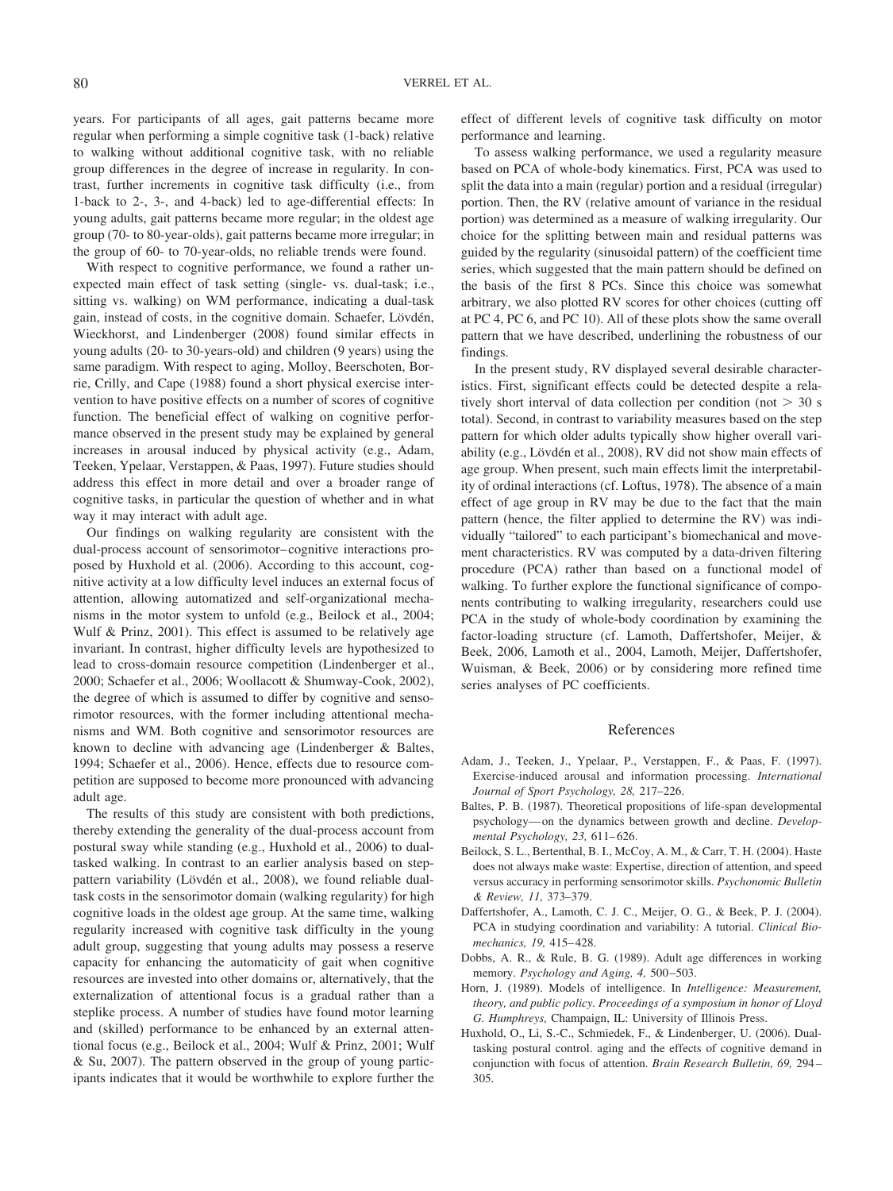years. For participants of all ages, gait patterns became more regular when performing a simple cognitive task (1-back) relative to walking without additional cognitive task, with no reliable group differences in the degree of increase in regularity. In contrast, further increments in cognitive task difficulty (i.e., from 1-back to 2-, 3-, and 4-back) led to age-differential effects: In young adults, gait patterns became more regular; in the oldest age group (70- to 80-year-olds), gait patterns became more irregular; in the group of 60- to 70-year-olds, no reliable trends were found.

With respect to cognitive performance, we found a rather unexpected main effect of task setting (single- vs. dual-task; i.e., sitting vs. walking) on WM performance, indicating a dual-task gain, instead of costs, in the cognitive domain. Schaefer, Lövdén, Wieckhorst, and Lindenberger (2008) found similar effects in young adults (20- to 30-years-old) and children (9 years) using the same paradigm. With respect to aging, Molloy, Beerschoten, Borrie, Crilly, and Cape (1988) found a short physical exercise intervention to have positive effects on a number of scores of cognitive function. The beneficial effect of walking on cognitive performance observed in the present study may be explained by general increases in arousal induced by physical activity (e.g., Adam, Teeken, Ypelaar, Verstappen, & Paas, 1997). Future studies should address this effect in more detail and over a broader range of cognitive tasks, in particular the question of whether and in what way it may interact with adult age.

Our findings on walking regularity are consistent with the dual-process account of sensorimotor–cognitive interactions proposed by Huxhold et al. (2006). According to this account, cognitive activity at a low difficulty level induces an external focus of attention, allowing automatized and self-organizational mechanisms in the motor system to unfold (e.g., Beilock et al., 2004; Wulf & Prinz, 2001). This effect is assumed to be relatively age invariant. In contrast, higher difficulty levels are hypothesized to lead to cross-domain resource competition (Lindenberger et al., 2000; Schaefer et al., 2006; Woollacott & Shumway-Cook, 2002), the degree of which is assumed to differ by cognitive and sensorimotor resources, with the former including attentional mechanisms and WM. Both cognitive and sensorimotor resources are known to decline with advancing age (Lindenberger & Baltes, 1994; Schaefer et al., 2006). Hence, effects due to resource competition are supposed to become more pronounced with advancing adult age.

The results of this study are consistent with both predictions, thereby extending the generality of the dual-process account from postural sway while standing (e.g., Huxhold et al., 2006) to dual-tasked walking. In contrast to an earlier analysis based on step-pattern variability (Lövdén et al., 2008), we found reliable dual-task costs in the sensorimotor domain (walking regularity) for high cognitive loads in the oldest age group. At the same time, walking regularity increased with cognitive task difficulty in the young adult group, suggesting that young adults may possess a reserve capacity for enhancing the automaticity of gait when cognitive resources are invested into other domains or, alternatively, that the externalization of attentional focus is a gradual rather than a steplike process. A number of studies have found motor learning and (skilled) performance to be enhanced by an external attentional focus (e.g., Beilock et al., 2004; Wulf & Prinz, 2001; Wulf & Su, 2007). The pattern observed in the group of young participants indicates that it would be worthwhile to explore further the effect of different levels of cognitive task difficulty on motor performance and learning.

To assess walking performance, we used a regularity measure based on PCA of whole-body kinematics. First, PCA was used to split the data into a main (regular) portion and a residual (irregular) portion. Then, the RV (relative amount of variance in the residual portion) was determined as a measure of walking irregularity. Our choice for the splitting between main and residual patterns was guided by the regularity (sinusoidal pattern) of the coefficient time series, which suggested that the main pattern should be defined on the basis of the first 8 PCs. Since this choice was somewhat arbitrary, we also plotted RV scores for other choices (cutting off at PC 4, PC 6, and PC 10). All of these plots show the same overall pattern that we have described, underlining the robustness of our findings.

In the present study, RV displayed several desirable characteristics. First, significant effects could be detected despite a relatively short interval of data collection per condition (not $> 30$ s total). Second, in contrast to variability measures based on the step pattern for which older adults typically show higher overall variability (e.g., Lövdén et al., 2008), RV did not show main effects of age group. When present, such main effects limit the interpretability of ordinal interactions (cf. Loftus, 1978). The absence of a main effect of age group in RV may be due to the fact that the main pattern (hence, the filter applied to determine the RV) was individually "tailored" to each participant's biomechanical and movement characteristics. RV was computed by a data-driven filtering procedure (PCA) rather than based on a functional model of walking. To further explore the functional significance of components contributing to walking irregularity, researchers could use PCA in the study of whole-body coordination by examining the factor-loading structure (cf. Lamoth, Daffertshofer, Meijer, & Beek, 2006, Lamoth et al., 2004, Lamoth, Meijer, Daffertshofer, Wuisman, & Beek, 2006) or by considering more refined time series analyses of PC coefficients.

## References

Adam, J., Teeken, J., Ypelaar, P., Verstappen, F., & Paas, F. (1997). Exercise-induced arousal and information processing. *International Journal of Sport Psychology, 28,* 217–226.

Baltes, P. B. (1987). Theoretical propositions of life-span developmental psychology—on the dynamics between growth and decline. *Developmental Psychology, 23,* 611–626.

Beilock, S. L., Bertenthal, B. I., McCoy, A. M., & Carr, T. H. (2004). Haste does not always make waste: Expertise, direction of attention, and speed versus accuracy in performing sensorimotor skills. *Psychonomic Bulletin & Review, 11,* 373–379.

Daffertshofer, A., Lamoth, C. J. C., Meijer, O. G., & Beek, P. J. (2004). PCA in studying coordination and variability: A tutorial. *Clinical Biomechanics, 19,* 415–428.

Dobbs, A. R., & Rule, B. G. (1989). Adult age differences in working memory. *Psychology and Aging, 4,* 500–503.

Horn, J. (1989). Models of intelligence. In *Intelligence: Measurement, theory, and public policy. Proceedings of a symposium in honor of Lloyd G. Humphreys,* Champaign, IL: University of Illinois Press.

Huxhold, O., Li, S.-C., Schmiedek, F., & Lindenberger, U. (2006). Dual-tasking postural control. aging and the effects of cognitive demand in conjunction with focus of attention. *Brain Research Bulletin, 69,* 294–305.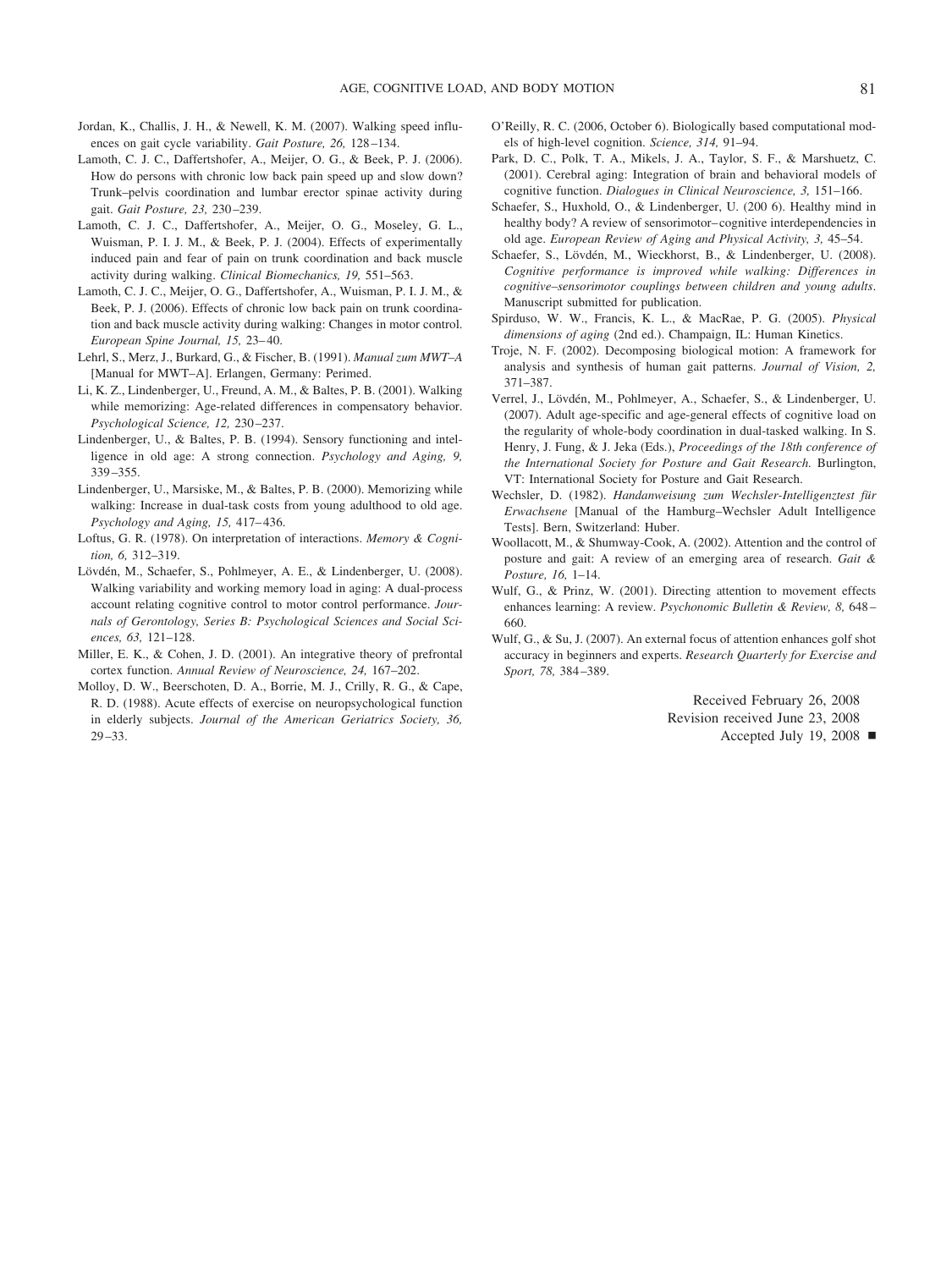Jordan, K., Challis, J. H., & Newell, K. M. (2007). Walking speed influences on gait cycle variability. *Gait Posture, 26,* 128–134.

Lamoth, C. J. C., Daffertshofer, A., Meijer, O. G., & Beek, P. J. (2006). How do persons with chronic low back pain speed up and slow down? Trunk–pelvis coordination and lumbar erector spinae activity during gait. *Gait Posture, 23,* 230–239.

Lamoth, C. J. C., Daffertshofer, A., Meijer, O. G., Moseley, G. L., Wuisman, P. I. J. M., & Beek, P. J. (2004). Effects of experimentally induced pain and fear of pain on trunk coordination and back muscle activity during walking. *Clinical Biomechanics, 19,* 551–563.

Lamoth, C. J. C., Meijer, O. G., Daffertshofer, A., Wuisman, P. I. J. M., & Beek, P. J. (2006). Effects of chronic low back pain on trunk coordination and back muscle activity during walking: Changes in motor control. *European Spine Journal, 15,* 23–40.

Lehrl, S., Merz, J., Burkard, G., & Fischer, B. (1991). *Manual zum MWT–A* [Manual for MWT–A]. Erlangen, Germany: Perimed.

Li, K. Z., Lindenberger, U., Freund, A. M., & Baltes, P. B. (2001). Walking while memorizing: Age-related differences in compensatory behavior. *Psychological Science, 12,* 230–237.

Lindenberger, U., & Baltes, P. B. (1994). Sensory functioning and intelligence in old age: A strong connection. *Psychology and Aging, 9,* 339–355.

Lindenberger, U., Marsiske, M., & Baltes, P. B. (2000). Memorizing while walking: Increase in dual-task costs from young adulthood to old age. *Psychology and Aging, 15,* 417–436.

Loftus, G. R. (1978). On interpretation of interactions. *Memory & Cognition, 6,* 312–319.

Lövdén, M., Schaefer, S., Pohlmeyer, A. E., & Lindenberger, U. (2008). Walking variability and working memory load in aging: A dual-process account relating cognitive control to motor control performance. *Journals of Gerontology, Series B: Psychological Sciences and Social Sciences, 63,* 121–128.

Miller, E. K., & Cohen, J. D. (2001). An integrative theory of prefrontal cortex function. *Annual Review of Neuroscience, 24,* 167–202.

Molloy, D. W., Beerschoten, D. A., Borrie, M. J., Crilly, R. G., & Cape, R. D. (1988). Acute effects of exercise on neuropsychological function in elderly subjects. *Journal of the American Geriatrics Society, 36,* 29–33.

O'Reilly, R. C. (2006, October 6). Biologically based computational models of high-level cognition. *Science, 314,* 91–94.

Park, D. C., Polk, T. A., Mikels, J. A., Taylor, S. F., & Marshuetz, C. (2001). Cerebral aging: Integration of brain and behavioral models of cognitive function. *Dialogues in Clinical Neuroscience, 3,* 151–166.

Schaefer, S., Huxhold, O., & Lindenberger, U. (200 6). Healthy mind in healthy body? A review of sensorimotor–cognitive interdependencies in old age. *European Review of Aging and Physical Activity, 3,* 45–54.

Schaefer, S., Lövdén, M., Wieckhorst, B., & Lindenberger, U. (2008). *Cognitive performance is improved while walking: Differences in cognitive–sensorimotor couplings between children and young adults*. Manuscript submitted for publication.

Spirduso, W. W., Francis, K. L., & MacRae, P. G. (2005). *Physical dimensions of aging* (2nd ed.). Champaign, IL: Human Kinetics.

Troje, N. F. (2002). Decomposing biological motion: A framework for analysis and synthesis of human gait patterns. *Journal of Vision, 2,* 371–387.

Verrel, J., Lövdén, M., Pohlmeyer, A., Schaefer, S., & Lindenberger, U. (2007). Adult age-specific and age-general effects of cognitive load on the regularity of whole-body coordination in dual-tasked walking. In S. Henry, J. Fung, & J. Jeka (Eds.), *Proceedings of the 18th conference of the International Society for Posture and Gait Research.* Burlington, VT: International Society for Posture and Gait Research.

Wechsler, D. (1982). *Handanweisung zum Wechsler-Intelligenztest für Erwachsene* [Manual of the Hamburg–Wechsler Adult Intelligence Tests]. Bern, Switzerland: Huber.

Woollacott, M., & Shumway-Cook, A. (2002). Attention and the control of posture and gait: A review of an emerging area of research. *Gait & Posture, 16,* 1–14.

Wulf, G., & Prinz, W. (2001). Directing attention to movement effects enhances learning: A review. *Psychonomic Bulletin & Review, 8,* 648–660.

Wulf, G., & Su, J. (2007). An external focus of attention enhances golf shot accuracy in beginners and experts. *Research Quarterly for Exercise and Sport, 78,* 384–389.

Received February 26, 2008
Revision received June 23, 2008
Accepted July 19, 2008 ■